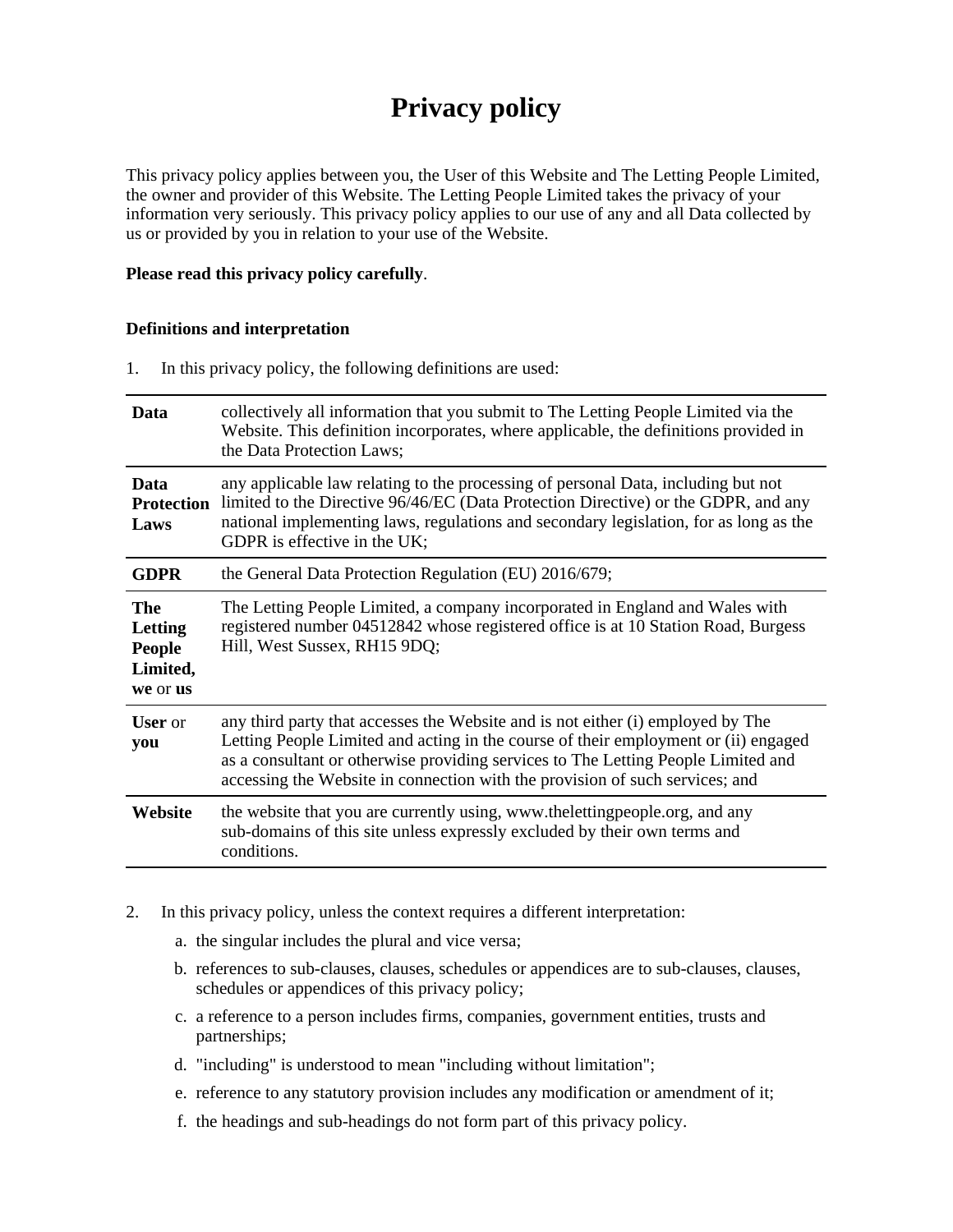# Privacy policy

This privacy policy applies between you, the User of this Website and The Letting People Limited, the owner and provider of this Website. The Letting People Limited takes the privacy of your information very seriously. This privacy policy applies to our use of any and all Data collected by us or provided by you in relation to your use of the Website.

**Please read this privacy policy carefully**.

**Definitions and interpretation**

1. In this privacy policy, the following definitions are used:

| | |
|---|---|
| **Data** | collectively all information that you submit to The Letting People Limited via the Website. This definition incorporates, where applicable, the definitions provided in the Data Protection Laws; |
| **Data Protection Laws** | any applicable law relating to the processing of personal Data, including but not limited to the Directive 96/46/EC (Data Protection Directive) or the GDPR, and any national implementing laws, regulations and secondary legislation, for as long as the GDPR is effective in the UK; |
| **GDPR** | the General Data Protection Regulation (EU) 2016/679; |
| **The Letting People Limited, we** or **us** | The Letting People Limited, a company incorporated in England and Wales with registered number 04512842 whose registered office is at 10 Station Road, Burgess Hill, West Sussex, RH15 9DQ; |
| **User** or **you** | any third party that accesses the Website and is not either (i) employed by The Letting People Limited and acting in the course of their employment or (ii) engaged as a consultant or otherwise providing services to The Letting People Limited and accessing the Website in connection with the provision of such services; and |
| **Website** | the website that you are currently using, www.thelettingpeople.org, and any sub-domains of this site unless expressly excluded by their own terms and conditions. |

2. In this privacy policy, unless the context requires a different interpretation:
   a. the singular includes the plural and vice versa;
   b. references to sub-clauses, clauses, schedules or appendices are to sub-clauses, clauses, schedules or appendices of this privacy policy;
   c. a reference to a person includes firms, companies, government entities, trusts and partnerships;
   d. "including" is understood to mean "including without limitation";
   e. reference to any statutory provision includes any modification or amendment of it;
   f. the headings and sub-headings do not form part of this privacy policy.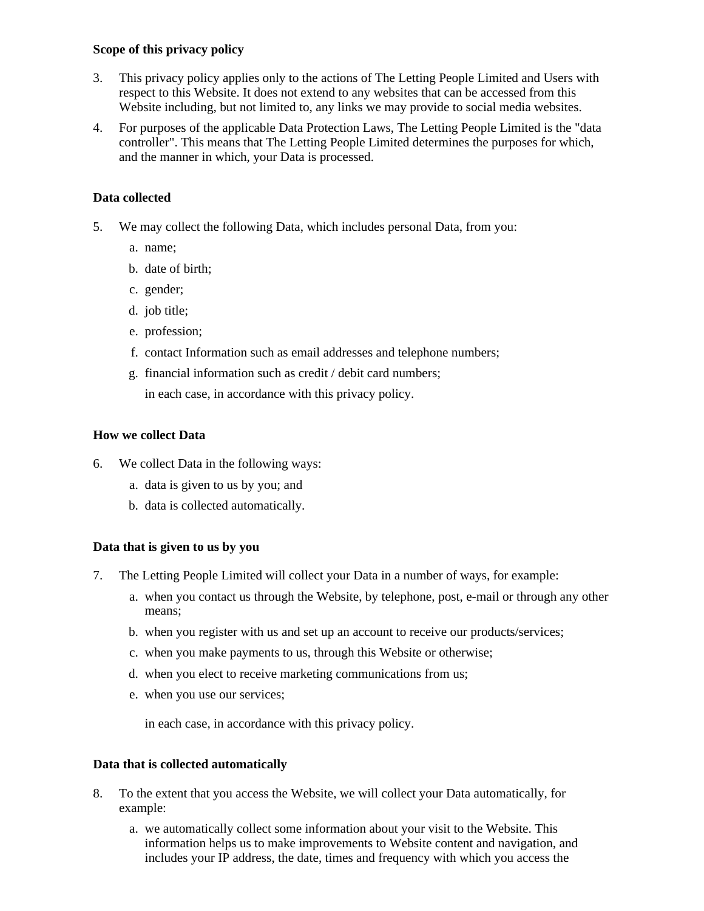**Scope of this privacy policy**

3. This privacy policy applies only to the actions of The Letting People Limited and Users with respect to this Website. It does not extend to any websites that can be accessed from this Website including, but not limited to, any links we may provide to social media websites.
4. For purposes of the applicable Data Protection Laws, The Letting People Limited is the "data controller". This means that The Letting People Limited determines the purposes for which, and the manner in which, your Data is processed.

**Data collected**

5. We may collect the following Data, which includes personal Data, from you:
   a. name;
   b. date of birth;
   c. gender;
   d. job title;
   e. profession;
   f. contact Information such as email addresses and telephone numbers;
   g. financial information such as credit / debit card numbers;

   in each case, in accordance with this privacy policy.

**How we collect Data**

6. We collect Data in the following ways:
   a. data is given to us by you; and
   b. data is collected automatically.

**Data that is given to us by you**

7. The Letting People Limited will collect your Data in a number of ways, for example:
   a. when you contact us through the Website, by telephone, post, e-mail or through any other means;
   b. when you register with us and set up an account to receive our products/services;
   c. when you make payments to us, through this Website or otherwise;
   d. when you elect to receive marketing communications from us;
   e. when you use our services;

   in each case, in accordance with this privacy policy.

**Data that is collected automatically**

8. To the extent that you access the Website, we will collect your Data automatically, for example:
   a. we automatically collect some information about your visit to the Website. This information helps us to make improvements to Website content and navigation, and includes your IP address, the date, times and frequency with which you access the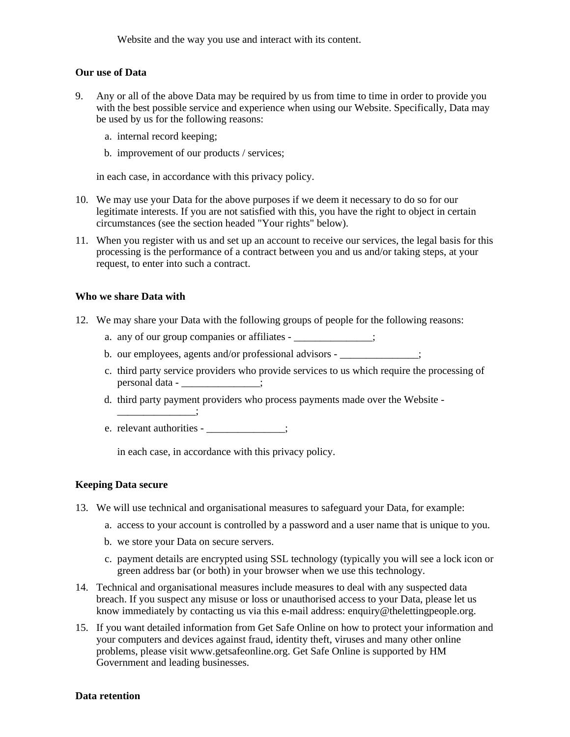Website and the way you use and interact with its content.

**Our use of Data**

9. Any or all of the above Data may be required by us from time to time in order to provide you with the best possible service and experience when using our Website. Specifically, Data may be used by us for the following reasons:
   a. internal record keeping;
   b. improvement of our products / services;

   in each case, in accordance with this privacy policy.

10. We may use your Data for the above purposes if we deem it necessary to do so for our legitimate interests. If you are not satisfied with this, you have the right to object in certain circumstances (see the section headed "Your rights" below).
11. When you register with us and set up an account to receive our services, the legal basis for this processing is the performance of a contract between you and us and/or taking steps, at your request, to enter into such a contract.

**Who we share Data with**

12. We may share your Data with the following groups of people for the following reasons:
    a. any of our group companies or affiliates - _______________;
    b. our employees, agents and/or professional advisors - _______________;
    c. third party service providers who provide services to us which require the processing of personal data - _______________;
    d. third party payment providers who process payments made over the Website - _______________;
    e. relevant authorities - _______________;

    in each case, in accordance with this privacy policy.

**Keeping Data secure**

13. We will use technical and organisational measures to safeguard your Data, for example:
    a. access to your account is controlled by a password and a user name that is unique to you.
    b. we store your Data on secure servers.
    c. payment details are encrypted using SSL technology (typically you will see a lock icon or green address bar (or both) in your browser when we use this technology.
14. Technical and organisational measures include measures to deal with any suspected data breach. If you suspect any misuse or loss or unauthorised access to your Data, please let us know immediately by contacting us via this e-mail address: enquiry@thelettingpeople.org.
15. If you want detailed information from Get Safe Online on how to protect your information and your computers and devices against fraud, identity theft, viruses and many other online problems, please visit www.getsafeonline.org. Get Safe Online is supported by HM Government and leading businesses.

**Data retention**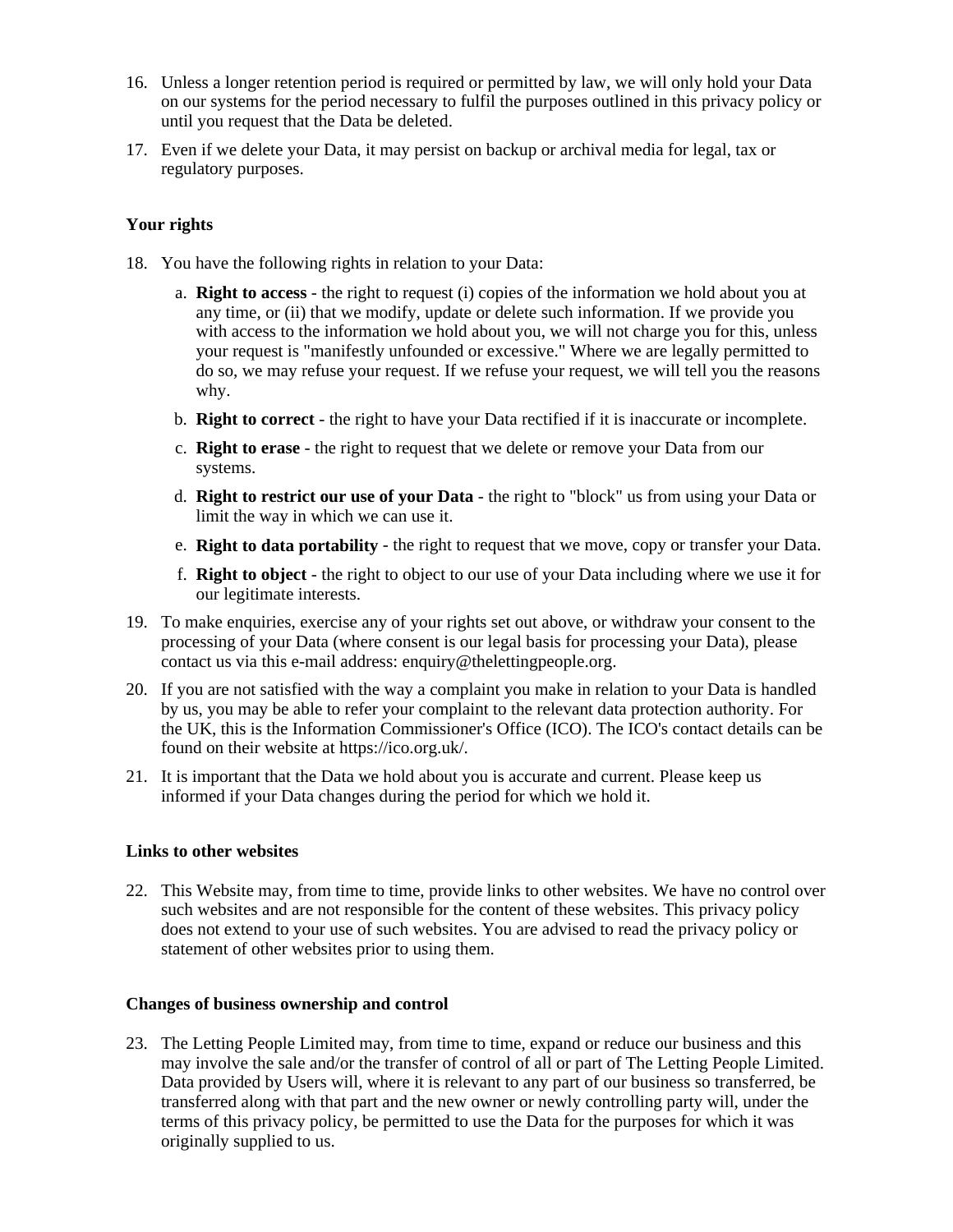16. Unless a longer retention period is required or permitted by law, we will only hold your Data on our systems for the period necessary to fulfil the purposes outlined in this privacy policy or until you request that the Data be deleted.

17. Even if we delete your Data, it may persist on backup or archival media for legal, tax or regulatory purposes.

**Your rights**

18. You have the following rights in relation to your Data:

    a. **Right to access** - the right to request (i) copies of the information we hold about you at any time, or (ii) that we modify, update or delete such information. If we provide you with access to the information we hold about you, we will not charge you for this, unless your request is "manifestly unfounded or excessive." Where we are legally permitted to do so, we may refuse your request. If we refuse your request, we will tell you the reasons why.

    b. **Right to correct** - the right to have your Data rectified if it is inaccurate or incomplete.

    c. **Right to erase** - the right to request that we delete or remove your Data from our systems.

    d. **Right to restrict our use of your Data** - the right to "block" us from using your Data or limit the way in which we can use it.

    e. **Right to data portability** - the right to request that we move, copy or transfer your Data.

    f. **Right to object** - the right to object to our use of your Data including where we use it for our legitimate interests.

19. To make enquiries, exercise any of your rights set out above, or withdraw your consent to the processing of your Data (where consent is our legal basis for processing your Data), please contact us via this e-mail address: enquiry@thelettingpeople.org.

20. If you are not satisfied with the way a complaint you make in relation to your Data is handled by us, you may be able to refer your complaint to the relevant data protection authority. For the UK, this is the Information Commissioner's Office (ICO). The ICO's contact details can be found on their website at https://ico.org.uk/.

21. It is important that the Data we hold about you is accurate and current. Please keep us informed if your Data changes during the period for which we hold it.

**Links to other websites**

22. This Website may, from time to time, provide links to other websites. We have no control over such websites and are not responsible for the content of these websites. This privacy policy does not extend to your use of such websites. You are advised to read the privacy policy or statement of other websites prior to using them.

**Changes of business ownership and control**

23. The Letting People Limited may, from time to time, expand or reduce our business and this may involve the sale and/or the transfer of control of all or part of The Letting People Limited. Data provided by Users will, where it is relevant to any part of our business so transferred, be transferred along with that part and the new owner or newly controlling party will, under the terms of this privacy policy, be permitted to use the Data for the purposes for which it was originally supplied to us.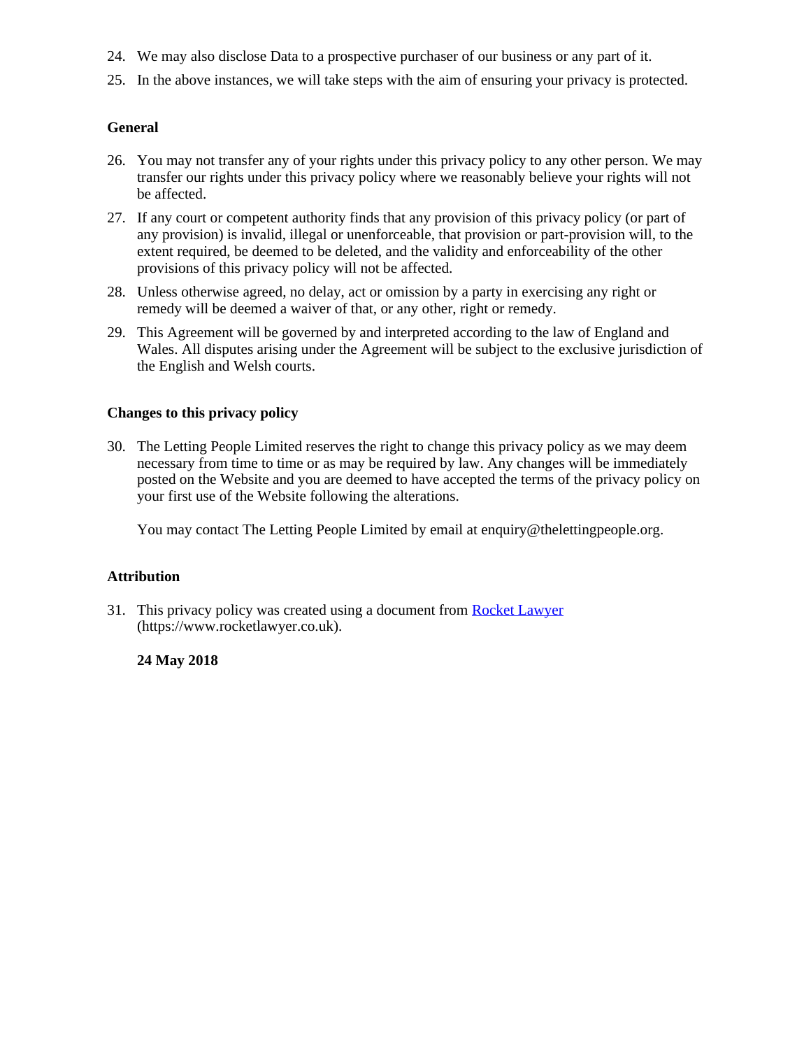24. We may also disclose Data to a prospective purchaser of our business or any part of it.
25. In the above instances, we will take steps with the aim of ensuring your privacy is protected.

**General**

26. You may not transfer any of your rights under this privacy policy to any other person. We may transfer our rights under this privacy policy where we reasonably believe your rights will not be affected.
27. If any court or competent authority finds that any provision of this privacy policy (or part of any provision) is invalid, illegal or unenforceable, that provision or part-provision will, to the extent required, be deemed to be deleted, and the validity and enforceability of the other provisions of this privacy policy will not be affected.
28. Unless otherwise agreed, no delay, act or omission by a party in exercising any right or remedy will be deemed a waiver of that, or any other, right or remedy.
29. This Agreement will be governed by and interpreted according to the law of England and Wales. All disputes arising under the Agreement will be subject to the exclusive jurisdiction of the English and Welsh courts.

**Changes to this privacy policy**

30. The Letting People Limited reserves the right to change this privacy policy as we may deem necessary from time to time or as may be required by law. Any changes will be immediately posted on the Website and you are deemed to have accepted the terms of the privacy policy on your first use of the Website following the alterations.

    You may contact The Letting People Limited by email at enquiry@thelettingpeople.org.

**Attribution**

31. This privacy policy was created using a document from [Rocket Lawyer](https://www.rocketlawyer.co.uk) (https://www.rocketlawyer.co.uk).

    **24 May 2018**